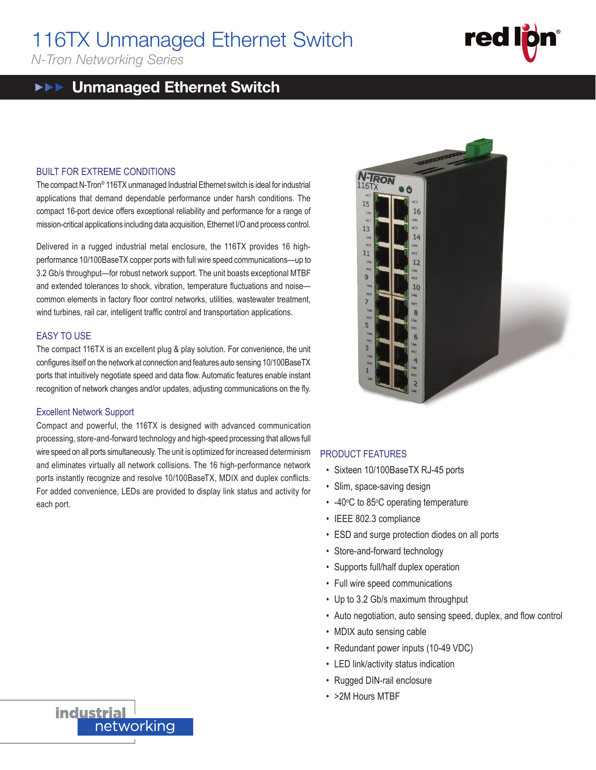# 116TX Unmanaged Ethernet Switch

*N-Tron Networking Series*

## Unmanaged Ethernet Switch

### BUILT FOR EXTREME CONDITIONS

The compact N-Tron® 116TX unmanaged Industrial Ethernet switch is ideal for industrial applications that demand dependable performance under harsh conditions. The compact 16-port device offers exceptional reliability and performance for a range of mission-critical applications including data acquisition, Ethernet I/O and process control.

Delivered in a rugged industrial metal enclosure, the 116TX provides 16 high-performance 10/100BaseTX copper ports with full wire speed communications—up to 3.2 Gb/s throughput—for robust network support. The unit boasts exceptional MTBF and extended tolerances to shock, vibration, temperature fluctuations and noise—common elements in factory floor control networks, utilities, wastewater treatment, wind turbines, rail car, intelligent traffic control and transportation applications.

### EASY TO USE

The compact 116TX is an excellent plug & play solution. For convenience, the unit configures itself on the network at connection and features auto sensing 10/100BaseTX ports that intuitively negotiate speed and data flow. Automatic features enable instant recognition of network changes and/or updates, adjusting communications on the fly.

### Excellent Network Support

Compact and powerful, the 116TX is designed with advanced communication processing, store-and-forward technology and high-speed processing that allows full wire speed on all ports simultaneously. The unit is optimized for increased determinism and eliminates virtually all network collisions. The 16 high-performance network ports instantly recognize and resolve 10/100BaseTX, MDIX and duplex conflicts. For added convenience, LEDs are provided to display link status and activity for each port.

### PRODUCT FEATURES

- Sixteen 10/100BaseTX RJ-45 ports
- Slim, space-saving design
- -40°C to 85°C operating temperature
- IEEE 802.3 compliance
- ESD and surge protection diodes on all ports
- Store-and-forward technology
- Supports full/half duplex operation
- Full wire speed communications
- Up to 3.2 Gb/s maximum throughput
- Auto negotiation, auto sensing speed, duplex, and flow control
- MDIX auto sensing cable
- Redundant power inputs (10-49 VDC)
- LED link/activity status indication
- Rugged DIN-rail enclosure
- >2M Hours MTBF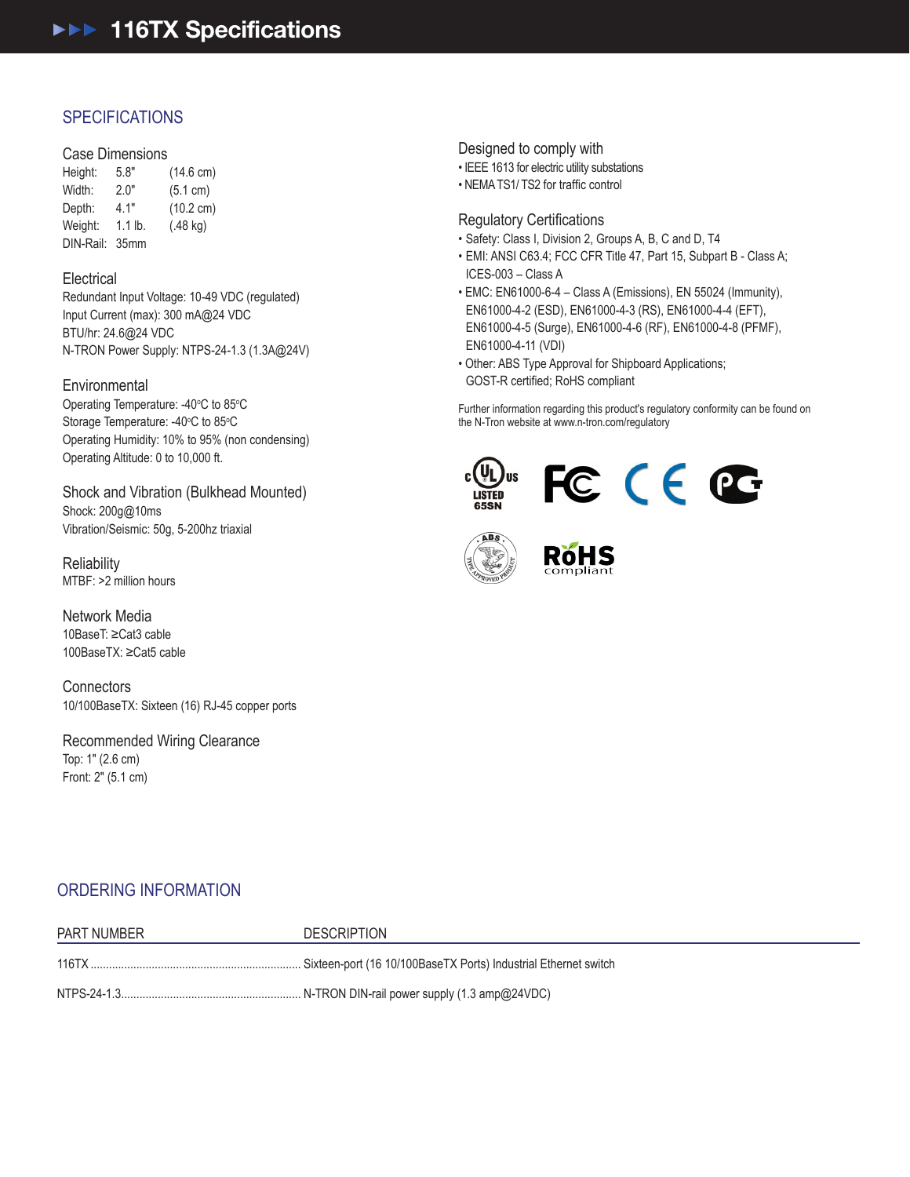# 116TX Specifications

## SPECIFICATIONS

### Case Dimensions

| | | |
|---|---|---|
| Height: | 5.8" | (14.6 cm) |
| Width: | 2.0" | (5.1 cm) |
| Depth: | 4.1" | (10.2 cm) |
| Weight: | 1.1 lb. | (.48 kg) |
| DIN-Rail: | 35mm | |

### Electrical

Redundant Input Voltage: 10-49 VDC (regulated)
Input Current (max): 300 mA@24 VDC
BTU/hr: 24.6@24 VDC
N-TRON Power Supply: NTPS-24-1.3 (1.3A@24V)

### Environmental

Operating Temperature: -40°C to 85°C
Storage Temperature: -40°C to 85°C
Operating Humidity: 10% to 95% (non condensing)
Operating Altitude: 0 to 10,000 ft.

### Shock and Vibration (Bulkhead Mounted)

Shock: 200g@10ms
Vibration/Seismic: 50g, 5-200hz triaxial

### Reliability

MTBF: >2 million hours

### Network Media

10BaseT: ≥Cat3 cable
100BaseTX: ≥Cat5 cable

### Connectors

10/100BaseTX: Sixteen (16) RJ-45 copper ports

### Recommended Wiring Clearance

Top: 1" (2.6 cm)
Front: 2" (5.1 cm)

### Designed to comply with

- IEEE 1613 for electric utility substations
- NEMA TS1/ TS2 for traffic control

### Regulatory Certifications

- Safety: Class I, Division 2, Groups A, B, C and D, T4
- EMI: ANSI C63.4; FCC CFR Title 47, Part 15, Subpart B - Class A; ICES-003 – Class A
- EMC: EN61000-6-4 – Class A (Emissions), EN 55024 (Immunity), EN61000-4-2 (ESD), EN61000-4-3 (RS), EN61000-4-4 (EFT), EN61000-4-5 (Surge), EN61000-4-6 (RF), EN61000-4-8 (PFMF), EN61000-4-11 (VDI)
- Other: ABS Type Approval for Shipboard Applications; GOST-R certified; RoHS compliant

Further information regarding this product's regulatory conformity can be found on the N-Tron website at www.n-tron.com/regulatory

## ORDERING INFORMATION

| PART NUMBER | DESCRIPTION |
|---|---|
| 116TX | Sixteen-port (16 10/100BaseTX Ports) Industrial Ethernet switch |
| NTPS-24-1.3 | N-TRON DIN-rail power supply (1.3 amp@24VDC) |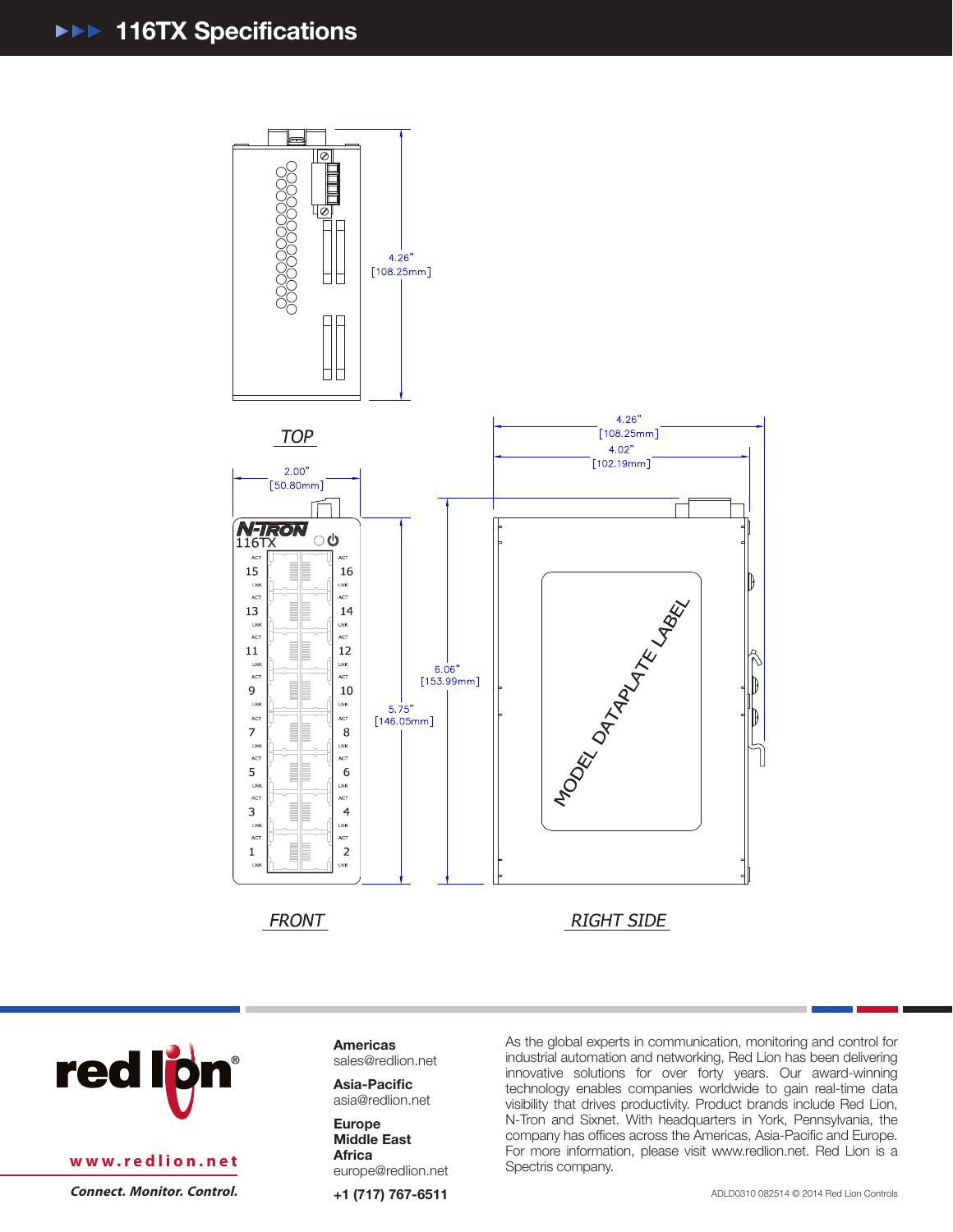# 116TX Specifications

TOP

4.26"
[108.25mm]

2.00"
[50.80mm]

4.26"
[108.25mm]

4.02"
[102.19mm]

N-TRON
116TX

6.06"
[153.99mm]

5.75"
[146.05mm]

MODEL DATAPLATE LABEL

FRONT

RIGHT SIDE

red lion®

www.redlion.net

*Connect. Monitor. Control.*

**Americas**
sales@redlion.net

**Asia-Pacific**
asia@redlion.net

**Europe**
**Middle East**
**Africa**
europe@redlion.net

**+1 (717) 767-6511**

As the global experts in communication, monitoring and control for industrial automation and networking, Red Lion has been delivering innovative solutions for over forty years. Our award-winning technology enables companies worldwide to gain real-time data visibility that drives productivity. Product brands include Red Lion, N-Tron and Sixnet. With headquarters in York, Pennsylvania, the company has offices across the Americas, Asia-Pacific and Europe. For more information, please visit www.redlion.net. Red Lion is a Spectris company.

ADLD0310 082514 © 2014 Red Lion Controls